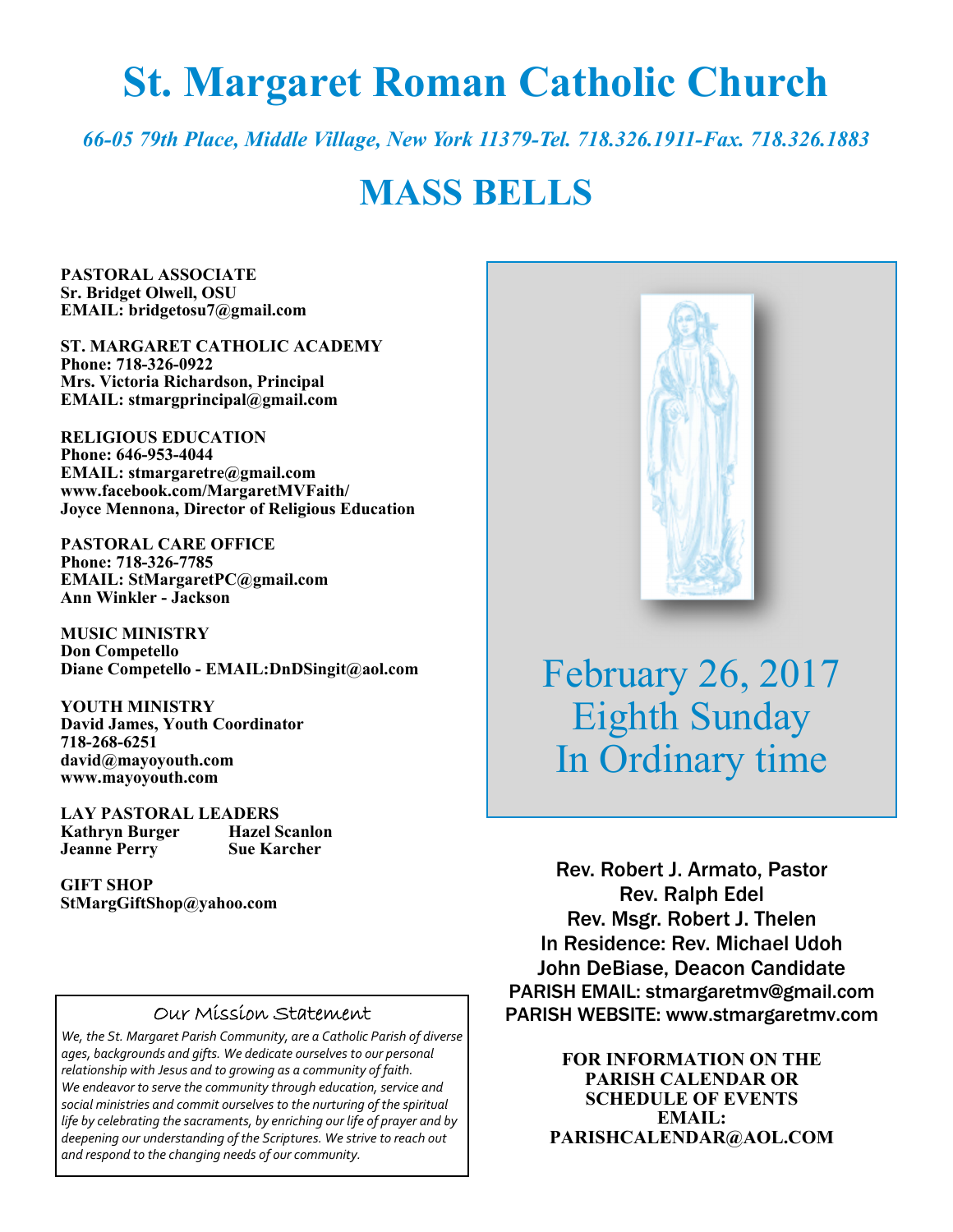# St. Margaret Roman Catholic Church

*66-05 79th Place, Middle Village, New York 11379-Tel. 718.326.1911-Fax. 718.326.1883*

# MASS BELLS

**PASTORAL ASSOCIATE**
**Sr. Bridget Olwell, OSU**
**EMAIL: bridgetosu7@gmail.com**

**ST. MARGARET CATHOLIC ACADEMY**
**Phone: 718-326-0922**
**Mrs. Victoria Richardson, Principal**
**EMAIL: stmargprincipal@gmail.com**

**RELIGIOUS EDUCATION**
**Phone: 646-953-4044**
**EMAIL: stmargaretre@gmail.com**
**www.facebook.com/MargaretMVFaith/**
**Joyce Mennona, Director of Religious Education**

**PASTORAL CARE OFFICE**
**Phone: 718-326-7785**
**EMAIL: StMargaretPC@gmail.com**
**Ann Winkler - Jackson**

**MUSIC MINISTRY**
**Don Competello**
**Diane Competello - EMAIL:DnDSingit@aol.com**

**YOUTH MINISTRY**
**David James, Youth Coordinator**
**718-268-6251**
**david@mayoyouth.com**
**www.mayoyouth.com**

**LAY PASTORAL LEADERS**
**Kathryn Burger** **Hazel Scanlon**
**Jeanne Perry** **Sue Karcher**

**GIFT SHOP**
**StMargGiftShop@yahoo.com**

## Our Mission Statement

*We, the St. Margaret Parish Community, are a Catholic Parish of diverse ages, backgrounds and gifts. We dedicate ourselves to our personal relationship with Jesus and to growing as a community of faith. We endeavor to serve the community through education, service and social ministries and commit ourselves to the nurturing of the spiritual life by celebrating the sacraments, by enriching our life of prayer and by deepening our understanding of the Scriptures. We strive to reach out and respond to the changing needs of our community.*

## February 26, 2017
## Eighth Sunday
## In Ordinary time

Rev. Robert J. Armato, Pastor
Rev. Ralph Edel
Rev. Msgr. Robert J. Thelen
In Residence: Rev. Michael Udoh
John DeBiase, Deacon Candidate
PARISH EMAIL: stmargaretmv@gmail.com
PARISH WEBSITE: www.stmargaretmv.com

**FOR INFORMATION ON THE PARISH CALENDAR OR SCHEDULE OF EVENTS EMAIL: PARISHCALENDAR@AOL.COM**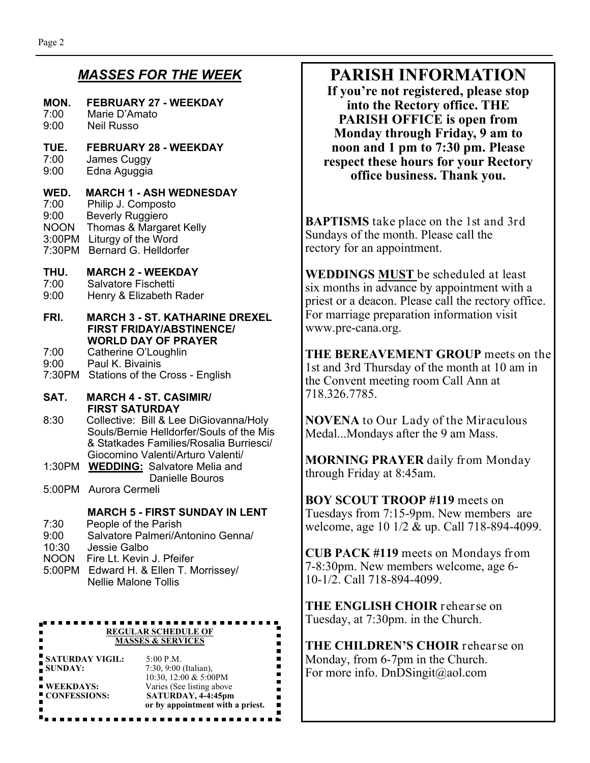## *MASSES FOR THE WEEK*

**MON. FEBRUARY 27 - WEEKDAY**

7:00 Marie D'Amato
9:00 Neil Russo

**TUE. FEBRUARY 28 - WEEKDAY**

7:00 James Cuggy
9:00 Edna Aguggia

**WED. MARCH 1 - ASH WEDNESDAY**

7:00 Philip J. Composto
9:00 Beverly Ruggiero
NOON Thomas & Margaret Kelly
3:00PM Liturgy of the Word
7:30PM Bernard G. Helldorfer

**THU. MARCH 2 - WEEKDAY**

7:00 Salvatore Fischetti
9:00 Henry & Elizabeth Rader

**FRI. MARCH 3 - ST. KATHARINE DREXEL FIRST FRIDAY/ABSTINENCE/ WORLD DAY OF PRAYER**

7:00 Catherine O'Loughlin
9:00 Paul K. Bivainis
7:30PM Stations of the Cross - English

**SAT. MARCH 4 - ST. CASIMIR/ FIRST SATURDAY**

8:30 Collective: Bill & Lee DiGiovanna/Holy Souls/Bernie Helldorfer/Souls of the Mis & Statkades Families/Rosalia Burriesci/ Giocomino Valenti/Arturo Valenti/
1:30PM **WEDDING:** Salvatore Melia and Danielle Bouros
5:00PM Aurora Cermeli

**MARCH 5 - FIRST SUNDAY IN LENT**

7:30 People of the Parish
9:00 Salvatore Palmeri/Antonino Genna/
10:30 Jessie Galbo
NOON Fire Lt. Kevin J. Pfeifer
5:00PM Edward H. & Ellen T. Morrissey/ Nellie Malone Tollis

**REGULAR SCHEDULE OF MASSES & SERVICES**

| | |
|---|---|
| **SATURDAY VIGIL:** | 5:00 P.M. |
| **SUNDAY:** | 7:30, 9:00 (Italian), 10:30, 12:00 & 5:00PM |
| **WEEKDAYS:** | Varies (See listing above |
| **CONFESSIONS:** | **SATURDAY, 4-4:45pm or by appointment with a priest.** |

# PARISH INFORMATION

**If you're not registered, please stop into the Rectory office. THE PARISH OFFICE is open from Monday through Friday, 9 am to noon and 1 pm to 7:30 pm. Please respect these hours for your Rectory office business. Thank you.**

**BAPTISMS** take place on the 1st and 3rd Sundays of the month. Please call the rectory for an appointment.

**WEDDINGS MUST** be scheduled at least six months in advance by appointment with a priest or a deacon. Please call the rectory office. For marriage preparation information visit www.pre-cana.org.

**THE BEREAVEMENT GROUP** meets on the 1st and 3rd Thursday of the month at 10 am in the Convent meeting room Call Ann at 718.326.7785.

**NOVENA** to Our Lady of the Miraculous Medal...Mondays after the 9 am Mass.

**MORNING PRAYER** daily from Monday through Friday at 8:45am.

**BOY SCOUT TROOP #119** meets on Tuesdays from 7:15-9pm. New members are welcome, age 10 1/2 & up. Call 718-894-4099.

**CUB PACK #119** meets on Mondays from 7-8:30pm. New members welcome, age 6-10-1/2. Call 718-894-4099.

**THE ENGLISH CHOIR** rehearse on Tuesday, at 7:30pm. in the Church.

**THE CHILDREN'S CHOIR** rehearse on Monday, from 6-7pm in the Church. For more info. DnDSingit@aol.com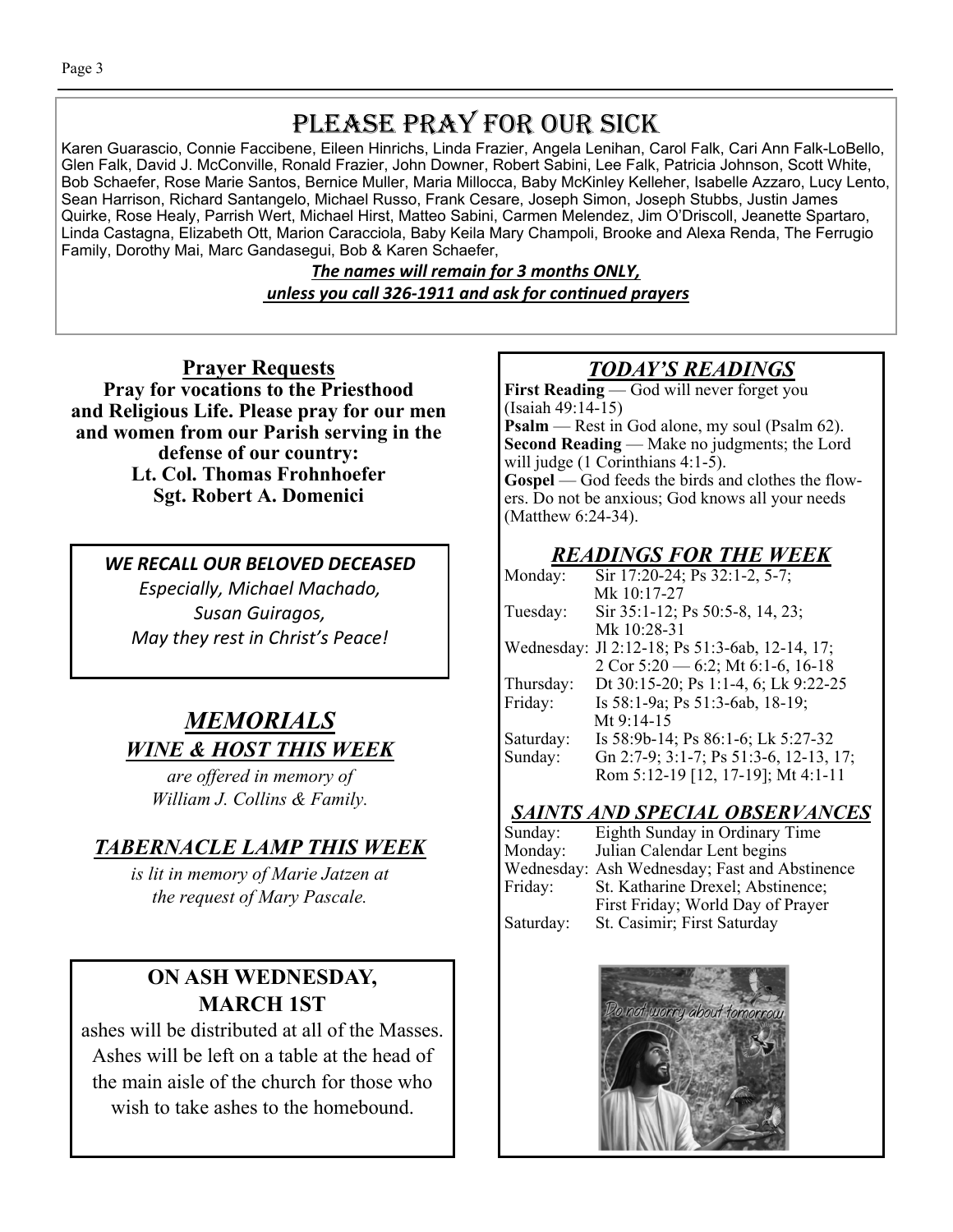# PLEASE PRAY FOR OUR SICK

Karen Guarascio, Connie Faccibene, Eileen Hinrichs, Linda Frazier, Angela Lenihan, Carol Falk, Cari Ann Falk-LoBello, Glen Falk, David J. McConville, Ronald Frazier, John Downer, Robert Sabini, Lee Falk, Patricia Johnson, Scott White, Bob Schaefer, Rose Marie Santos, Bernice Muller, Maria Millocca, Baby McKinley Kelleher, Isabelle Azzaro, Lucy Lento, Sean Harrison, Richard Santangelo, Michael Russo, Frank Cesare, Joseph Simon, Joseph Stubbs, Justin James Quirke, Rose Healy, Parrish Wert, Michael Hirst, Matteo Sabini, Carmen Melendez, Jim O'Driscoll, Jeanette Spartaro, Linda Castagna, Elizabeth Ott, Marion Caracciola, Baby Keila Mary Champoli, Brooke and Alexa Renda, The Ferrugio Family, Dorothy Mai, Marc Gandasegui, Bob & Karen Schaefer,

***The names will remain for 3 months ONLY, unless you call 326-1911 and ask for continued prayers***

## Prayer Requests

**Pray for vocations to the Priesthood and Religious Life. Please pray for our men and women from our Parish serving in the defense of our country:**
**Lt. Col. Thomas Frohnhoefer**
**Sgt. Robert A. Domenici**

***WE RECALL OUR BELOVED DECEASED***

*Especially, Michael Machado,*
*Susan Guiragos,*
*May they rest in Christ's Peace!*

## *MEMORIALS*

### *WINE & HOST THIS WEEK*

*are offered in memory of William J. Collins & Family.*

### *TABERNACLE LAMP THIS WEEK*

*is lit in memory of Marie Jatzen at the request of Mary Pascale.*

## ON ASH WEDNESDAY, MARCH 1ST

ashes will be distributed at all of the Masses. Ashes will be left on a table at the head of the main aisle of the church for those who wish to take ashes to the homebound.

## *TODAY'S READINGS*

**First Reading** — God will never forget you (Isaiah 49:14-15)
**Psalm** — Rest in God alone, my soul (Psalm 62).
**Second Reading** — Make no judgments; the Lord will judge (1 Corinthians 4:1-5).
**Gospel** — God feeds the birds and clothes the flowers. Do not be anxious; God knows all your needs (Matthew 6:24-34).

## *READINGS FOR THE WEEK*

| | |
|---|---|
| Monday: | Sir 17:20-24; Ps 32:1-2, 5-7; Mk 10:17-27 |
| Tuesday: | Sir 35:1-12; Ps 50:5-8, 14, 23; Mk 10:28-31 |
| Wednesday: | Jl 2:12-18; Ps 51:3-6ab, 12-14, 17; 2 Cor 5:20 — 6:2; Mt 6:1-6, 16-18 |
| Thursday: | Dt 30:15-20; Ps 1:1-4, 6; Lk 9:22-25 |
| Friday: | Is 58:1-9a; Ps 51:3-6ab, 18-19; Mt 9:14-15 |
| Saturday: | Is 58:9b-14; Ps 86:1-6; Lk 5:27-32 |
| Sunday: | Gn 2:7-9; 3:1-7; Ps 51:3-6, 12-13, 17; Rom 5:12-19 [12, 17-19]; Mt 4:1-11 |

## *SAINTS AND SPECIAL OBSERVANCES*

| | |
|---|---|
| Sunday: | Eighth Sunday in Ordinary Time |
| Monday: | Julian Calendar Lent begins |
| Wednesday: | Ash Wednesday; Fast and Abstinence |
| Friday: | St. Katharine Drexel; Abstinence; First Friday; World Day of Prayer |
| Saturday: | St. Casimir; First Saturday |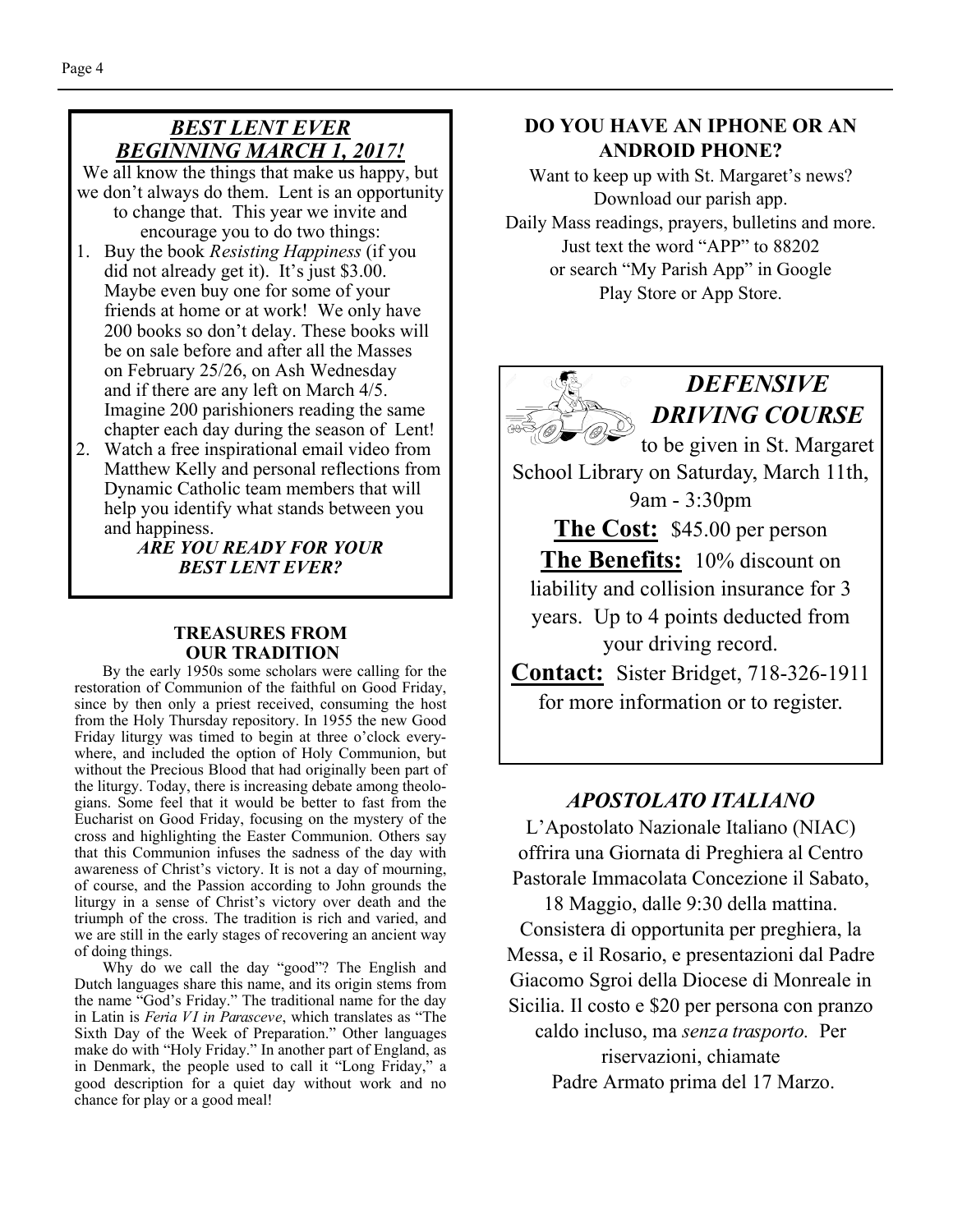## *BEST LENT EVER*
## *BEGINNING MARCH 1, 2017!*

We all know the things that make us happy, but we don't always do them. Lent is an opportunity to change that. This year we invite and encourage you to do two things:

1. Buy the book *Resisting Happiness* (if you did not already get it). It's just $3.00. Maybe even buy one for some of your friends at home or at work! We only have 200 books so don't delay. These books will be on sale before and after all the Masses on February 25/26, on Ash Wednesday and if there are any left on March 4/5. Imagine 200 parishioners reading the same chapter each day during the season of Lent!
2. Watch a free inspirational email video from Matthew Kelly and personal reflections from Dynamic Catholic team members that will help you identify what stands between you and happiness.

***ARE YOU READY FOR YOUR BEST LENT EVER?***

### TREASURES FROM OUR TRADITION

By the early 1950s some scholars were calling for the restoration of Communion of the faithful on Good Friday, since by then only a priest received, consuming the host from the Holy Thursday repository. In 1955 the new Good Friday liturgy was timed to begin at three o'clock everywhere, and included the option of Holy Communion, but without the Precious Blood that had originally been part of the liturgy. Today, there is increasing debate among theologians. Some feel that it would be better to fast from the Eucharist on Good Friday, focusing on the mystery of the cross and highlighting the Easter Communion. Others say that this Communion infuses the sadness of the day with awareness of Christ's victory. It is not a day of mourning, of course, and the Passion according to John grounds the liturgy in a sense of Christ's victory over death and the triumph of the cross. The tradition is rich and varied, and we are still in the early stages of recovering an ancient way of doing things.

Why do we call the day "good"? The English and Dutch languages share this name, and its origin stems from the name "God's Friday." The traditional name for the day in Latin is *Feria VI in Parasceve*, which translates as "The Sixth Day of the Week of Preparation." Other languages make do with "Holy Friday." In another part of England, as in Denmark, the people used to call it "Long Friday," a good description for a quiet day without work and no chance for play or a good meal!

### DO YOU HAVE AN IPHONE OR AN ANDROID PHONE?

Want to keep up with St. Margaret's news?
Download our parish app.
Daily Mass readings, prayers, bulletins and more.
Just text the word "APP" to 88202
or search "My Parish App" in Google Play Store or App Store.

## *DEFENSIVE DRIVING COURSE*

to be given in St. Margaret School Library on Saturday, March 11th, 9am - 3:30pm

**The Cost:** $45.00 per person

**The Benefits:** 10% discount on liability and collision insurance for 3 years. Up to 4 points deducted from your driving record.

**Contact:** Sister Bridget, 718-326-1911 for more information or to register.

## *APOSTOLATO ITALIANO*

L'Apostolato Nazionale Italiano (NIAC) offrira una Giornata di Preghiera al Centro Pastorale Immacolata Concezione il Sabato, 18 Maggio, dalle 9:30 della mattina. Consistera di opportunita per preghiera, la Messa, e il Rosario, e presentazioni dal Padre Giacomo Sgroi della Diocese di Monreale in Sicilia. Il costo e $20 per persona con pranzo caldo incluso, ma *senza trasporto.* Per riservazioni, chiamate Padre Armato prima del 17 Marzo.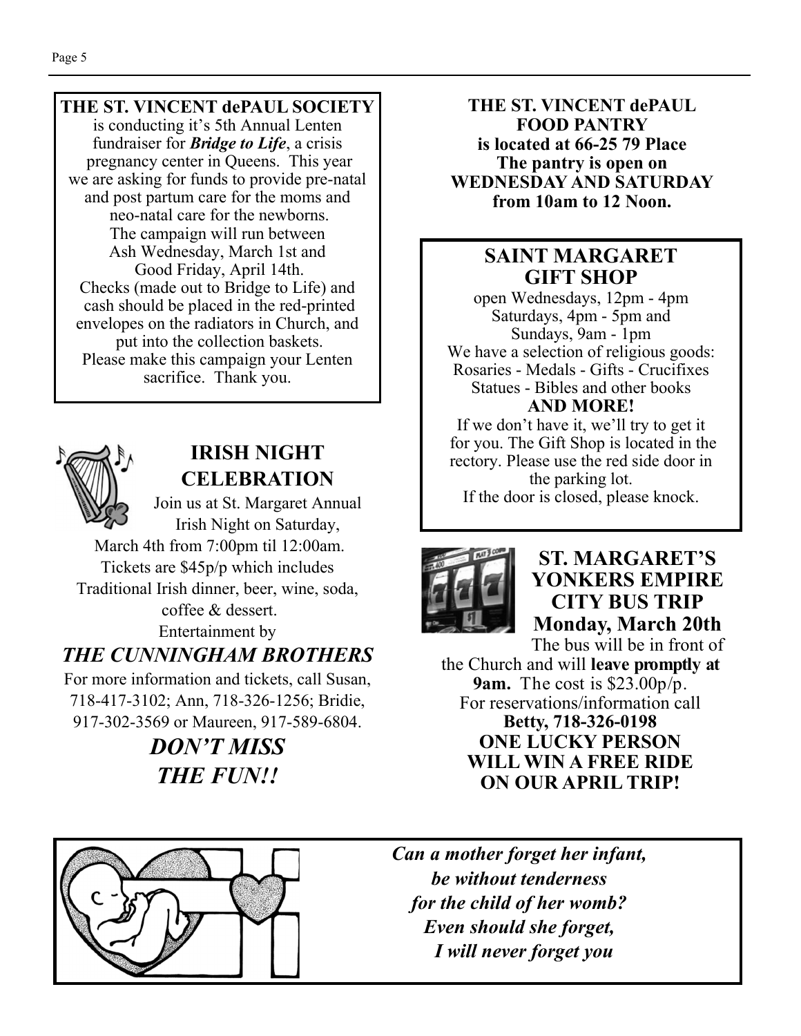## THE ST. VINCENT dePAUL SOCIETY

is conducting it's 5th Annual Lenten fundraiser for ***Bridge to Life***, a crisis pregnancy center in Queens. This year we are asking for funds to provide pre-natal and post partum care for the moms and neo-natal care for the newborns.
The campaign will run between Ash Wednesday, March 1st and Good Friday, April 14th.
Checks (made out to Bridge to Life) and cash should be placed in the red-printed envelopes on the radiators in Church, and put into the collection baskets.
Please make this campaign your Lenten sacrifice. Thank you.

## IRISH NIGHT CELEBRATION

Join us at St. Margaret Annual Irish Night on Saturday, March 4th from 7:00pm til 12:00am.
Tickets are $45p/p which includes Traditional Irish dinner, beer, wine, soda, coffee & dessert.
Entertainment by

***THE CUNNINGHAM BROTHERS***

For more information and tickets, call Susan, 718-417-3102; Ann, 718-326-1256; Bridie, 917-302-3569 or Maureen, 917-589-6804.

***DON'T MISS THE FUN!!***

**THE ST. VINCENT dePAUL FOOD PANTRY**
**is located at 66-25 79 Place**
**The pantry is open on WEDNESDAY AND SATURDAY from 10am to 12 Noon.**

## SAINT MARGARET GIFT SHOP

open Wednesdays, 12pm - 4pm
Saturdays, 4pm - 5pm and
Sundays, 9am - 1pm
We have a selection of religious goods:
Rosaries - Medals - Gifts - Crucifixes
Statues - Bibles and other books
**AND MORE!**
If we don't have it, we'll try to get it for you. The Gift Shop is located in the rectory. Please use the red side door in the parking lot.
If the door is closed, please knock.

## ST. MARGARET'S YONKERS EMPIRE CITY BUS TRIP Monday, March 20th

The bus will be in front of the Church and will **leave promptly at 9am.** The cost is $23.00p/p.
For reservations/information call
**Betty, 718-326-0198**
**ONE LUCKY PERSON WILL WIN A FREE RIDE ON OUR APRIL TRIP!**

***Can a mother forget her infant,***
***be without tenderness***
***for the child of her womb?***
***Even should she forget,***
***I will never forget you***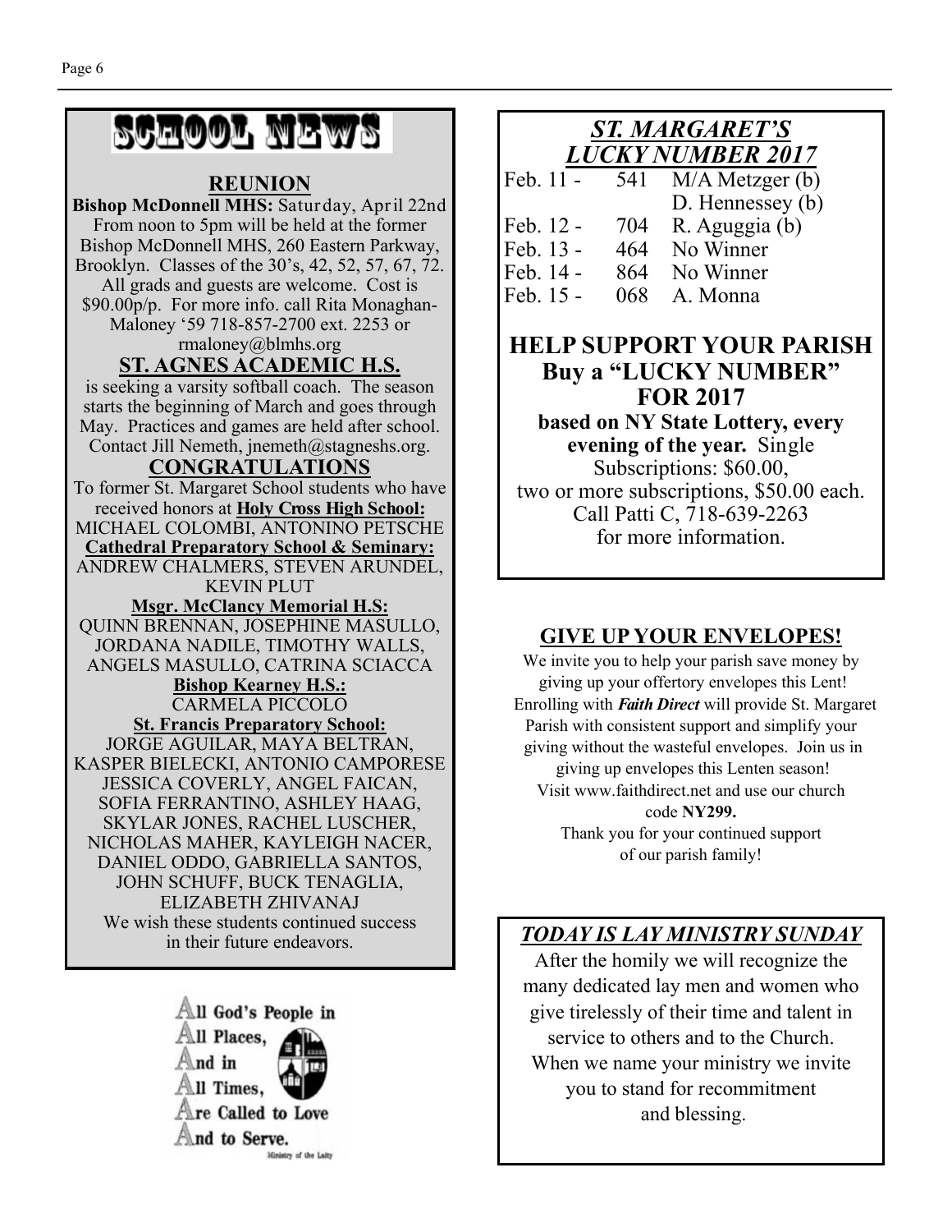# SCHOOL NEWS

## REUNION

**Bishop McDonnell MHS:** Saturday, April 22nd From noon to 5pm will be held at the former Bishop McDonnell MHS, 260 Eastern Parkway, Brooklyn. Classes of the 30's, 42, 52, 57, 67, 72. All grads and guests are welcome. Cost is $90.00p/p. For more info. call Rita Monaghan-Maloney '59 718-857-2700 ext. 2253 or rmaloney@blmhs.org

## ST. AGNES ACADEMIC H.S.

is seeking a varsity softball coach. The season starts the beginning of March and goes through May. Practices and games are held after school. Contact Jill Nemeth, jnemeth@stagneshs.org.

## CONGRATULATIONS

To former St. Margaret School students who have received honors at **Holy Cross High School:**
MICHAEL COLOMBI, ANTONINO PETSCHE

**Cathedral Preparatory School & Seminary:**
ANDREW CHALMERS, STEVEN ARUNDEL, KEVIN PLUT

**Msgr. McClancy Memorial H.S:**
QUINN BRENNAN, JOSEPHINE MASULLO, JORDANA NADILE, TIMOTHY WALLS, ANGELS MASULLO, CATRINA SCIACCA

**Bishop Kearney H.S.:**
CARMELA PICCOLO

**St. Francis Preparatory School:**
JORGE AGUILAR, MAYA BELTRAN, KASPER BIELECKI, ANTONIO CAMPORESE JESSICA COVERLY, ANGEL FAICAN, SOFIA FERRANTINO, ASHLEY HAAG, SKYLAR JONES, RACHEL LUSCHER, NICHOLAS MAHER, KAYLEIGH NACER, DANIEL ODDO, GABRIELLA SANTOS, JOHN SCHUFF, BUCK TENAGLIA, ELIZABETH ZHIVANAJ

We wish these students continued success in their future endeavors.

All God's People in All Places, And in All Times, Are Called to Love And to Serve.

Ministry of the Laity

## *ST. MARGARET'S LUCKY NUMBER 2017*

| Date | Number | Winner |
|---|---|---|
| Feb. 11 - | 541 | M/A Metzger (b) |
| | | D. Hennessey (b) |
| Feb. 12 - | 704 | R. Aguggia (b) |
| Feb. 13 - | 464 | No Winner |
| Feb. 14 - | 864 | No Winner |
| Feb. 15 - | 068 | A. Monna |

## HELP SUPPORT YOUR PARISH Buy a "LUCKY NUMBER" FOR 2017

**based on NY State Lottery, every evening of the year.** Single Subscriptions: $60.00, two or more subscriptions, $50.00 each. Call Patti C, 718-639-2263 for more information.

## GIVE UP YOUR ENVELOPES!

We invite you to help your parish save money by giving up your offertory envelopes this Lent! Enrolling with ***Faith Direct*** will provide St. Margaret Parish with consistent support and simplify your giving without the wasteful envelopes. Join us in giving up envelopes this Lenten season! Visit www.faithdirect.net and use our church code **NY299.**

Thank you for your continued support of our parish family!

## *TODAY IS LAY MINISTRY SUNDAY*

After the homily we will recognize the many dedicated lay men and women who give tirelessly of their time and talent in service to others and to the Church. When we name your ministry we invite you to stand for recommitment and blessing.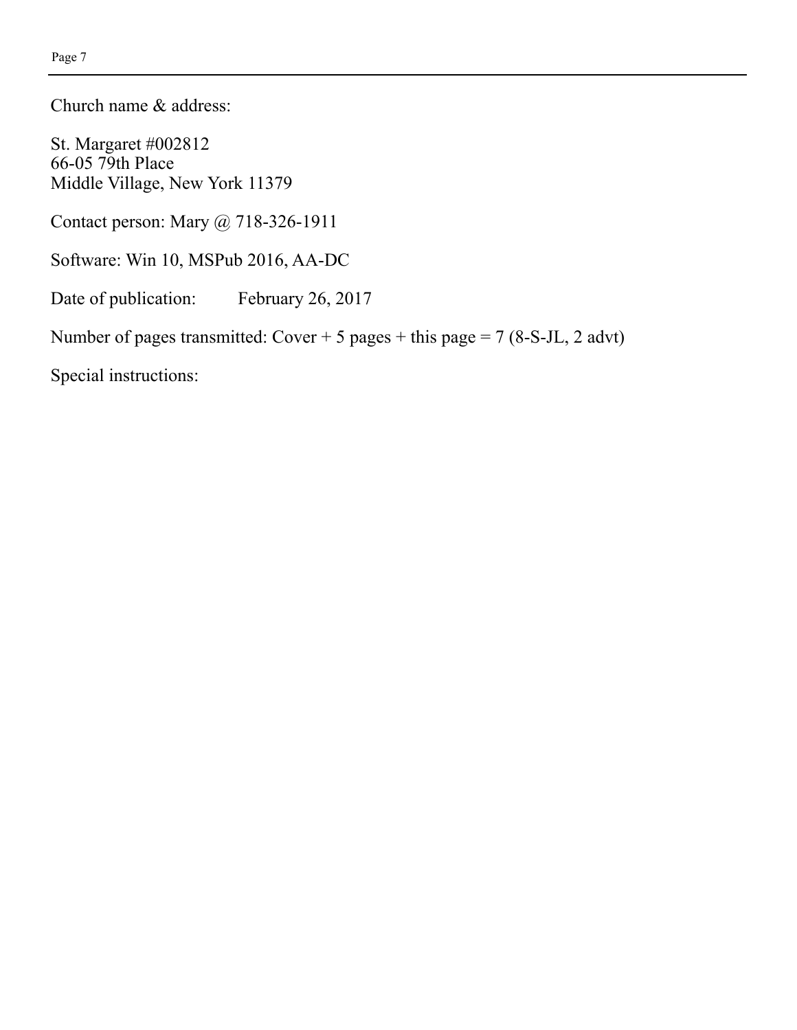Church name & address:

St. Margaret #002812
66-05 79th Place
Middle Village, New York 11379

Contact person: Mary @ 718-326-1911

Software: Win 10, MSPub 2016, AA-DC

Date of publication: February 26, 2017

Number of pages transmitted: Cover + 5 pages + this page = 7 (8-S-JL, 2 advt)

Special instructions: